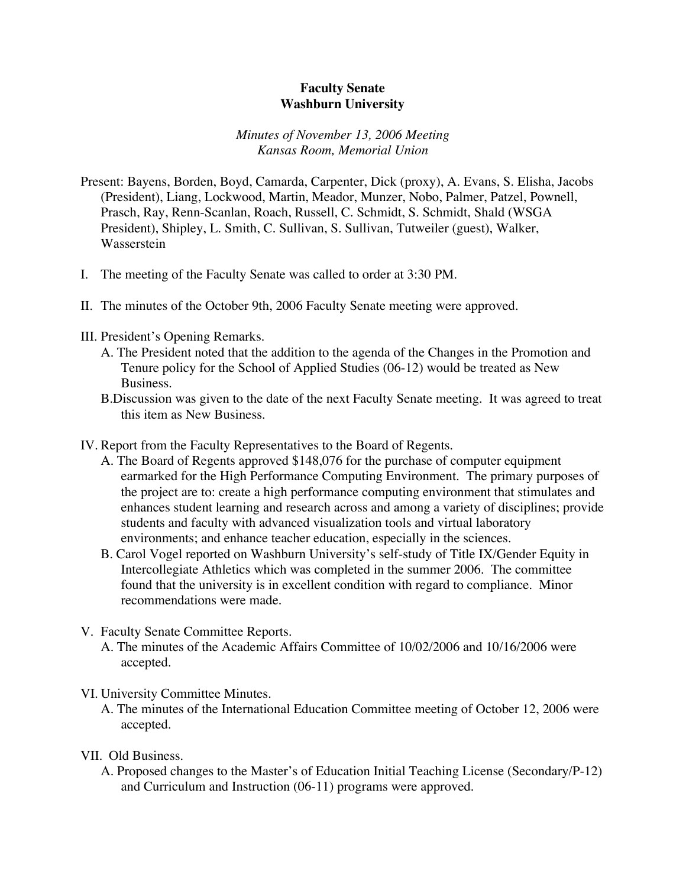**Faculty Senate**
**Washburn University**

*Minutes of November 13, 2006 Meeting*
*Kansas Room, Memorial Union*

Present: Bayens, Borden, Boyd, Camarda, Carpenter, Dick (proxy), A. Evans, S. Elisha, Jacobs (President), Liang, Lockwood, Martin, Meador, Munzer, Nobo, Palmer, Patzel, Pownell, Prasch, Ray, Renn-Scanlan, Roach, Russell, C. Schmidt, S. Schmidt, Shald (WSGA President), Shipley, L. Smith, C. Sullivan, S. Sullivan, Tutweiler (guest), Walker, Wasserstein

I. The meeting of the Faculty Senate was called to order at 3:30 PM.

II. The minutes of the October 9th, 2006 Faculty Senate meeting were approved.

III. President's Opening Remarks.
   A. The President noted that the addition to the agenda of the Changes in the Promotion and Tenure policy for the School of Applied Studies (06-12) would be treated as New Business.
   B. Discussion was given to the date of the next Faculty Senate meeting. It was agreed to treat this item as New Business.

IV. Report from the Faculty Representatives to the Board of Regents.
   A. The Board of Regents approved $148,076 for the purchase of computer equipment earmarked for the High Performance Computing Environment. The primary purposes of the project are to: create a high performance computing environment that stimulates and enhances student learning and research across and among a variety of disciplines; provide students and faculty with advanced visualization tools and virtual laboratory environments; and enhance teacher education, especially in the sciences.
   B. Carol Vogel reported on Washburn University's self-study of Title IX/Gender Equity in Intercollegiate Athletics which was completed in the summer 2006. The committee found that the university is in excellent condition with regard to compliance. Minor recommendations were made.

V. Faculty Senate Committee Reports.
   A. The minutes of the Academic Affairs Committee of 10/02/2006 and 10/16/2006 were accepted.

VI. University Committee Minutes.
   A. The minutes of the International Education Committee meeting of October 12, 2006 were accepted.

VII. Old Business.
   A. Proposed changes to the Master's of Education Initial Teaching License (Secondary/P-12) and Curriculum and Instruction (06-11) programs were approved.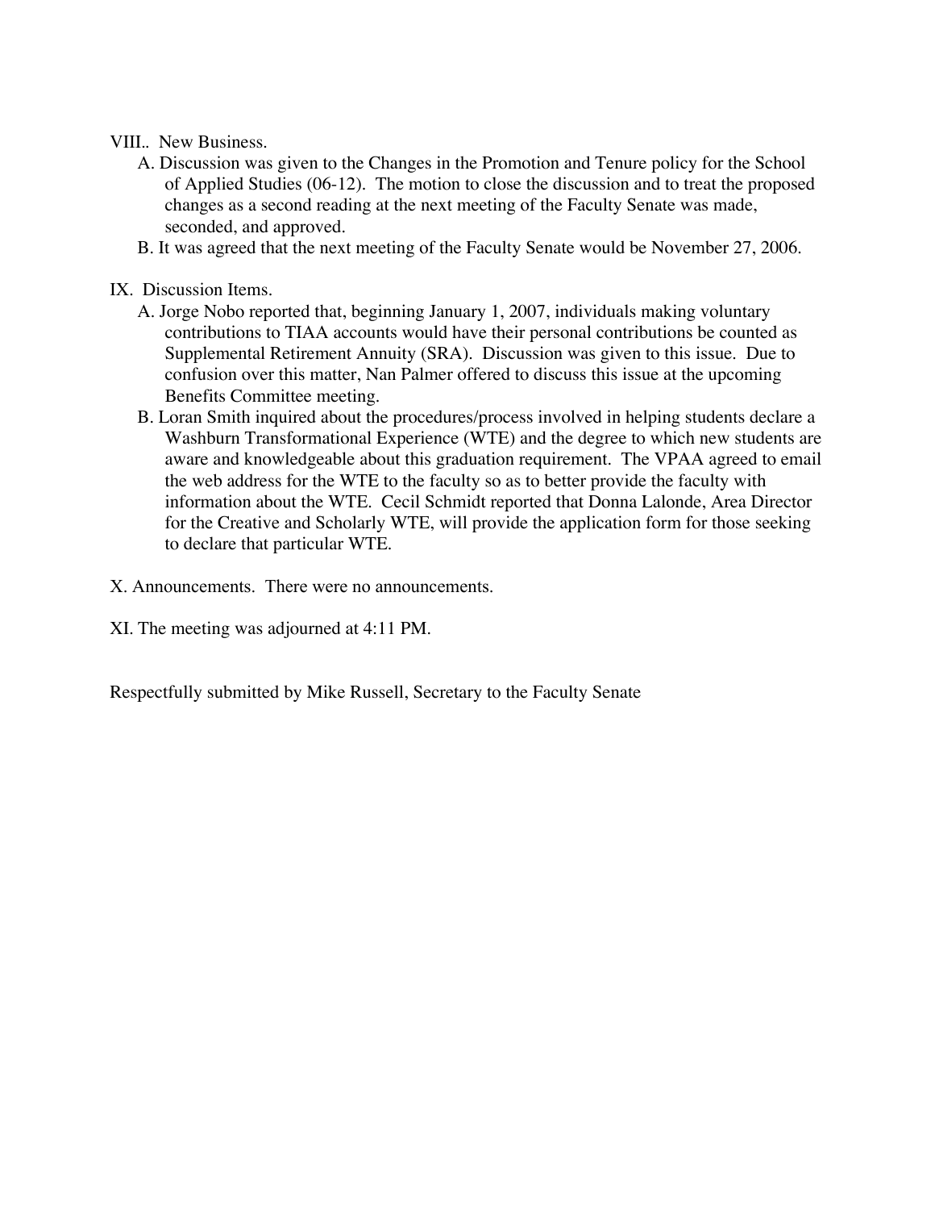VIII.. New Business.

A. Discussion was given to the Changes in the Promotion and Tenure policy for the School of Applied Studies (06-12). The motion to close the discussion and to treat the proposed changes as a second reading at the next meeting of the Faculty Senate was made, seconded, and approved.

B. It was agreed that the next meeting of the Faculty Senate would be November 27, 2006.

IX. Discussion Items.

A. Jorge Nobo reported that, beginning January 1, 2007, individuals making voluntary contributions to TIAA accounts would have their personal contributions be counted as Supplemental Retirement Annuity (SRA). Discussion was given to this issue. Due to confusion over this matter, Nan Palmer offered to discuss this issue at the upcoming Benefits Committee meeting.

B. Loran Smith inquired about the procedures/process involved in helping students declare a Washburn Transformational Experience (WTE) and the degree to which new students are aware and knowledgeable about this graduation requirement. The VPAA agreed to email the web address for the WTE to the faculty so as to better provide the faculty with information about the WTE. Cecil Schmidt reported that Donna Lalonde, Area Director for the Creative and Scholarly WTE, will provide the application form for those seeking to declare that particular WTE.

X. Announcements. There were no announcements.

XI. The meeting was adjourned at 4:11 PM.

Respectfully submitted by Mike Russell, Secretary to the Faculty Senate